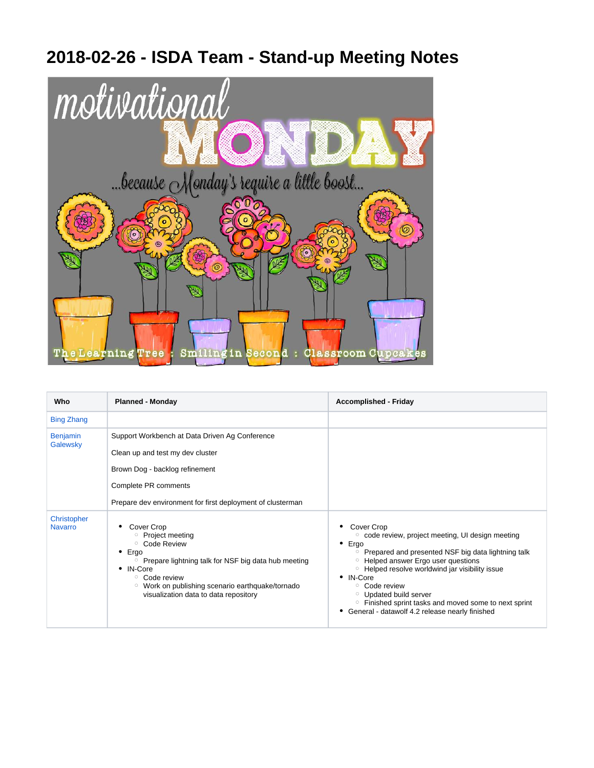# 2018-02-26 - ISDA Team - Stand-up Meeting Notes

| Who | Planned - Monday | Accomplished - Friday |
|---|---|---|
| Bing Zhang | | |
| Benjamin Galewsky | Support Workbench at Data Driven Ag Conference<br><br>Clean up and test my dev cluster<br><br>Brown Dog - backlog refinement<br><br>Complete PR comments<br><br>Prepare dev environment for first deployment of clusterman | |
| Christopher Navarro | • Cover Crop<br>  ◦ Project meeting<br>  ◦ Code Review<br>• Ergo<br>  ◦ Prepare lightning talk for NSF big data hub meeting<br>• IN-Core<br>  ◦ Code review<br>  ◦ Work on publishing scenario earthquake/tornado visualization data to data repository | • Cover Crop<br>  ◦ code review, project meeting, UI design meeting<br>• Ergo<br>  ◦ Prepared and presented NSF big data lightning talk<br>  ◦ Helped answer Ergo user questions<br>  ◦ Helped resolve worldwind jar visibility issue<br>• IN-Core<br>  ◦ Code review<br>  ◦ Updated build server<br>  ◦ Finished sprint tasks and moved some to next sprint<br>• General - datawolf 4.2 release nearly finished |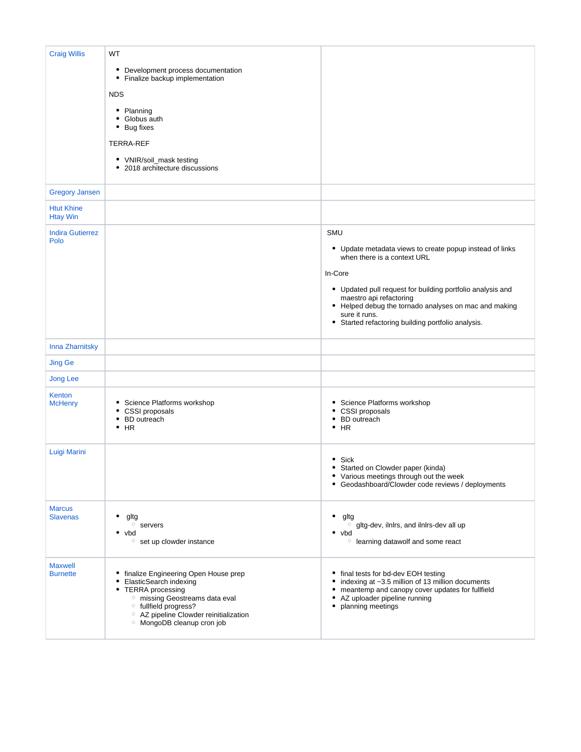| | | |
|---|---|---|
| Craig Willis | WT<br><br>• Development process documentation<br>• Finalize backup implementation<br><br>NDS<br><br>• Planning<br>• Globus auth<br>• Bug fixes<br><br>TERRA-REF<br><br>• VNIR/soil_mask testing<br>• 2018 architecture discussions | |
| Gregory Jansen | | |
| Htut Khine Htay Win | | |
| Indira Gutierrez Polo | | SMU<br><br>• Update metadata views to create popup instead of links when there is a context URL<br><br>In-Core<br><br>• Updated pull request for building portfolio analysis and maestro api refactoring<br>• Helped debug the tornado analyses on mac and making sure it runs.<br>• Started refactoring building portfolio analysis. |
| Inna Zharnitsky | | |
| Jing Ge | | |
| Jong Lee | | |
| Kenton McHenry | • Science Platforms workshop<br>• CSSI proposals<br>• BD outreach<br>• HR | • Science Platforms workshop<br>• CSSI proposals<br>• BD outreach<br>• HR |
| Luigi Marini | | • Sick<br>• Started on Clowder paper (kinda)<br>• Various meetings through out the week<br>• Geodashboard/Clowder code reviews / deployments |
| Marcus Slavenas | • gltg<br>&nbsp;&nbsp;◦ servers<br>• vbd<br>&nbsp;&nbsp;◦ set up clowder instance | • gltg<br>&nbsp;&nbsp;◦ gltg-dev, ilnlrs, and ilnlrs-dev all up<br>• vbd<br>&nbsp;&nbsp;◦ learning datawolf and some react |
| Maxwell Burnette | • finalize Engineering Open House prep<br>• ElasticSearch indexing<br>• TERRA processing<br>&nbsp;&nbsp;◦ missing Geostreams data eval<br>&nbsp;&nbsp;◦ fullfield progress?<br>&nbsp;&nbsp;◦ AZ pipeline Clowder reinitialization<br>&nbsp;&nbsp;◦ MongoDB cleanup cron job | • final tests for bd-dev EOH testing<br>• indexing at ~3.5 million of 13 million documents<br>• meantemp and canopy cover updates for fullfield<br>• AZ uploader pipeline running<br>• planning meetings |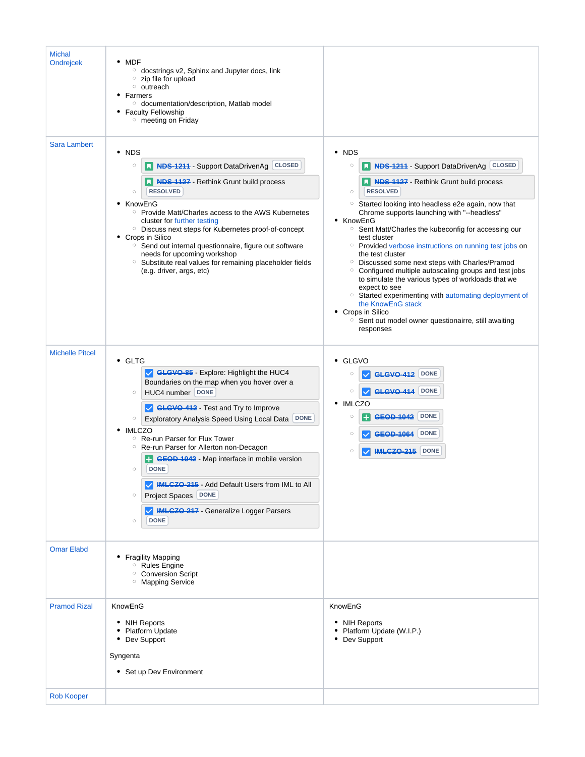| | | |
|---|---|---|
| Michal Ondrejcek | <ul><li>MDF<ul><li>docstrings v2, Sphinx and Jupyter docs, link</li><li>zip file for upload</li><li>outreach</li></ul></li><li>Farmers<ul><li>documentation/description, Matlab model</li></ul></li><li>Faculty Fellowship<ul><li>meeting on Friday</li></ul></li></ul> | |
| Sara Lambert | <ul><li>NDS<ul><li>~~NDS-1211~~ - Support DataDrivenAg CLOSED</li><li>~~NDS-1127~~ - Rethink Grunt build process RESOLVED</li></ul></li><li>KnowEnG<ul><li>Provide Matt/Charles access to the AWS Kubernetes cluster for further testing</li><li>Discuss next steps for Kubernetes proof-of-concept</li></ul></li><li>Crops in Silico<ul><li>Send out internal questionnaire, figure out software needs for upcoming workshop</li><li>Substitute real values for remaining placeholder fields (e.g. driver, args, etc)</li></ul></li></ul> | <ul><li>NDS<ul><li>~~NDS-1211~~ - Support DataDrivenAg CLOSED</li><li>~~NDS-1127~~ - Rethink Grunt build process RESOLVED</li><li>Started looking into headless e2e again, now that Chrome supports launching with "--headless"</li></ul></li><li>KnowEnG<ul><li>Sent Matt/Charles the kubeconfig for accessing our test cluster</li><li>Provided verbose instructions on running test jobs on the test cluster</li><li>Discussed some next steps with Charles/Pramod</li><li>Configured multiple autoscaling groups and test jobs to simulate the various types of workloads that we expect to see</li><li>Started experimenting with automating deployment of the KnowEnG stack</li></ul></li><li>Crops in Silico<ul><li>Sent out model owner questionaire, still awaiting responses</li></ul></li></ul> |
| Michelle Pitcel | <ul><li>GLTG<ul><li>~~GLGVO-85~~ - Explore: Highlight the HUC4 Boundaries on the map when you hover over a HUC4 number DONE</li><li>~~GLGVO-412~~ - Test and Try to Improve Exploratory Analysis Speed Using Local Data DONE</li></ul></li><li>IMLCZO<ul><li>Re-run Parser for Flux Tower</li><li>Re-run Parser for Allerton non-Decagon</li><li>~~GEOD-1042~~ - Map interface in mobile version DONE</li><li>~~IMLCZO-215~~ - Add Default Users from IML to All Project Spaces DONE</li><li>~~IMLCZO-217~~ - Generalize Logger Parsers DONE</li></ul></li></ul> | <ul><li>GLGVO<ul><li>~~GLGVO-412~~ DONE</li><li>~~GLGVO-414~~ DONE</li></ul></li><li>IMLCZO<ul><li>~~GEOD-1042~~ DONE</li><li>~~GEOD-1064~~ DONE</li><li>~~IMLCZO-215~~ DONE</li></ul></li></ul> |
| Omar Elabd | <ul><li>Fragility Mapping<ul><li>Rules Engine</li><li>Conversion Script</li><li>Mapping Service</li></ul></li></ul> | |
| Pramod Rizal | KnowEnG<ul><li>NIH Reports</li><li>Platform Update</li><li>Dev Support</li></ul>Syngenta<ul><li>Set up Dev Environment</li></ul> | KnowEnG<ul><li>NIH Reports</li><li>Platform Update (W.I.P.)</li><li>Dev Support</li></ul> |
| Rob Kooper | | |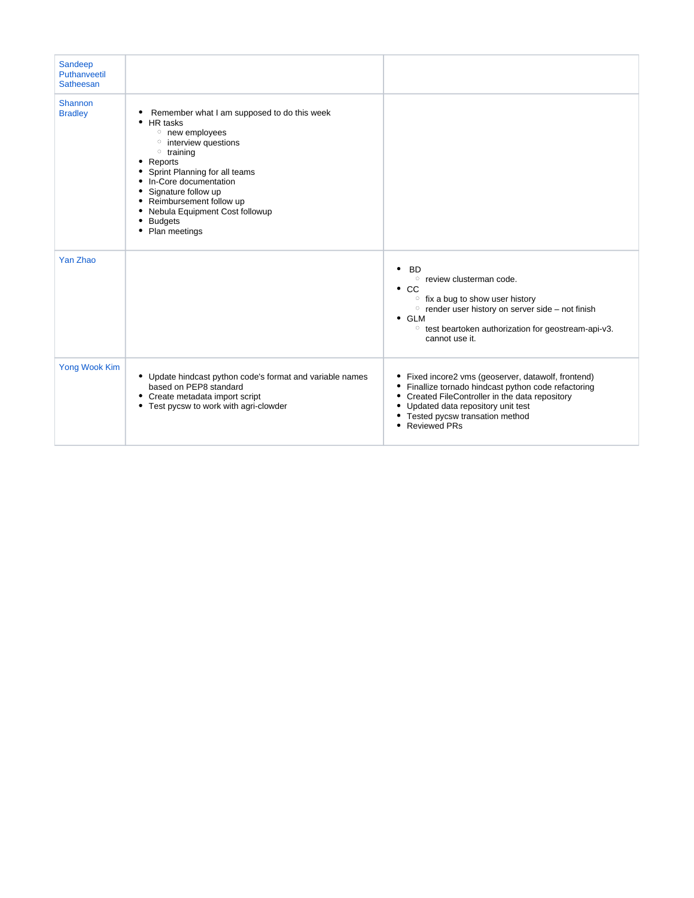| | | |
|---|---|---|
| Sandeep Puthanveetil Satheesan | | |
| Shannon Bradley | <ul><li>Remember what I am supposed to do this week</li><li>HR tasks<ul><li>new employees</li><li>interview questions</li><li>training</li></ul></li><li>Reports</li><li>Sprint Planning for all teams</li><li>In-Core documentation</li><li>Signature follow up</li><li>Reimbursement follow up</li><li>Nebula Equipment Cost followup</li><li>Budgets</li><li>Plan meetings</li></ul> | |
| Yan Zhao | | <ul><li>BD<ul><li>review clusterman code.</li></ul></li><li>CC<ul><li>fix a bug to show user history</li><li>render user history on server side – not finish</li></ul></li><li>GLM<ul><li>test beartoken authorization for geostream-api-v3. cannot use it.</li></ul></li></ul> |
| Yong Wook Kim | <ul><li>Update hindcast python code's format and variable names based on PEP8 standard</li><li>Create metadata import script</li><li>Test pycsw to work with agri-clowder</li></ul> | <ul><li>Fixed incore2 vms (geoserver, datawolf, frontend)</li><li>Finallize tornado hindcast python code refactoring</li><li>Created FileController in the data repository</li><li>Updated data repository unit test</li><li>Tested pycsw transation method</li><li>Reviewed PRs</li></ul> |